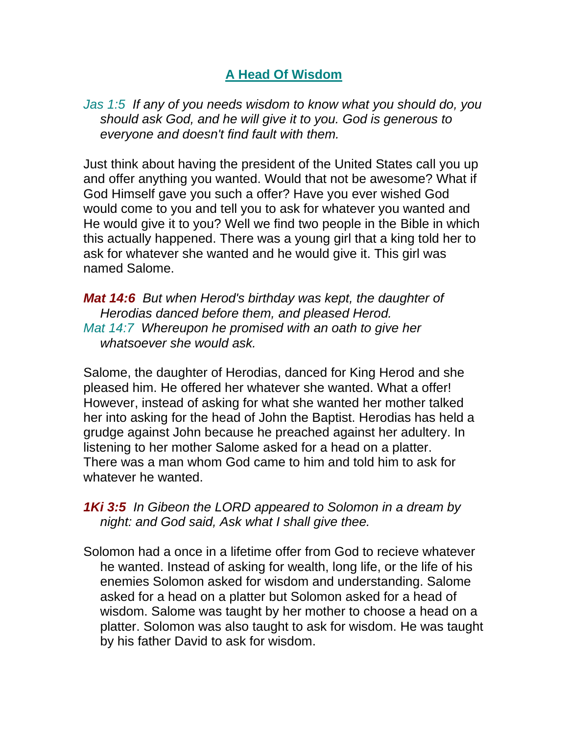# A Head Of Wisdom

*Jas 1:5 If any of you needs wisdom to know what you should do, you should ask God, and he will give it to you. God is generous to everyone and doesn't find fault with them.*

Just think about having the president of the United States call you up and offer anything you wanted. Would that not be awesome? What if God Himself gave you such a offer? Have you ever wished God would come to you and tell you to ask for whatever you wanted and He would give it to you? Well we find two people in the Bible in which this actually happened. There was a young girl that a king told her to ask for whatever she wanted and he would give it. This girl was named Salome.

***Mat 14:6*** *But when Herod's birthday was kept, the daughter of Herodias danced before them, and pleased Herod.*
*Mat 14:7 Whereupon he promised with an oath to give her whatsoever she would ask.*

Salome, the daughter of Herodias, danced for King Herod and she pleased him. He offered her whatever she wanted. What a offer! However, instead of asking for what she wanted her mother talked her into asking for the head of John the Baptist. Herodias has held a grudge against John because he preached against her adultery. In listening to her mother Salome asked for a head on a platter.
There was a man whom God came to him and told him to ask for whatever he wanted.

***1Ki 3:5*** *In Gibeon the LORD appeared to Solomon in a dream by night: and God said, Ask what I shall give thee.*

Solomon had a once in a lifetime offer from God to recieve whatever he wanted. Instead of asking for wealth, long life, or the life of his enemies Solomon asked for wisdom and understanding. Salome asked for a head on a platter but Solomon asked for a head of wisdom. Salome was taught by her mother to choose a head on a platter. Solomon was also taught to ask for wisdom. He was taught by his father David to ask for wisdom.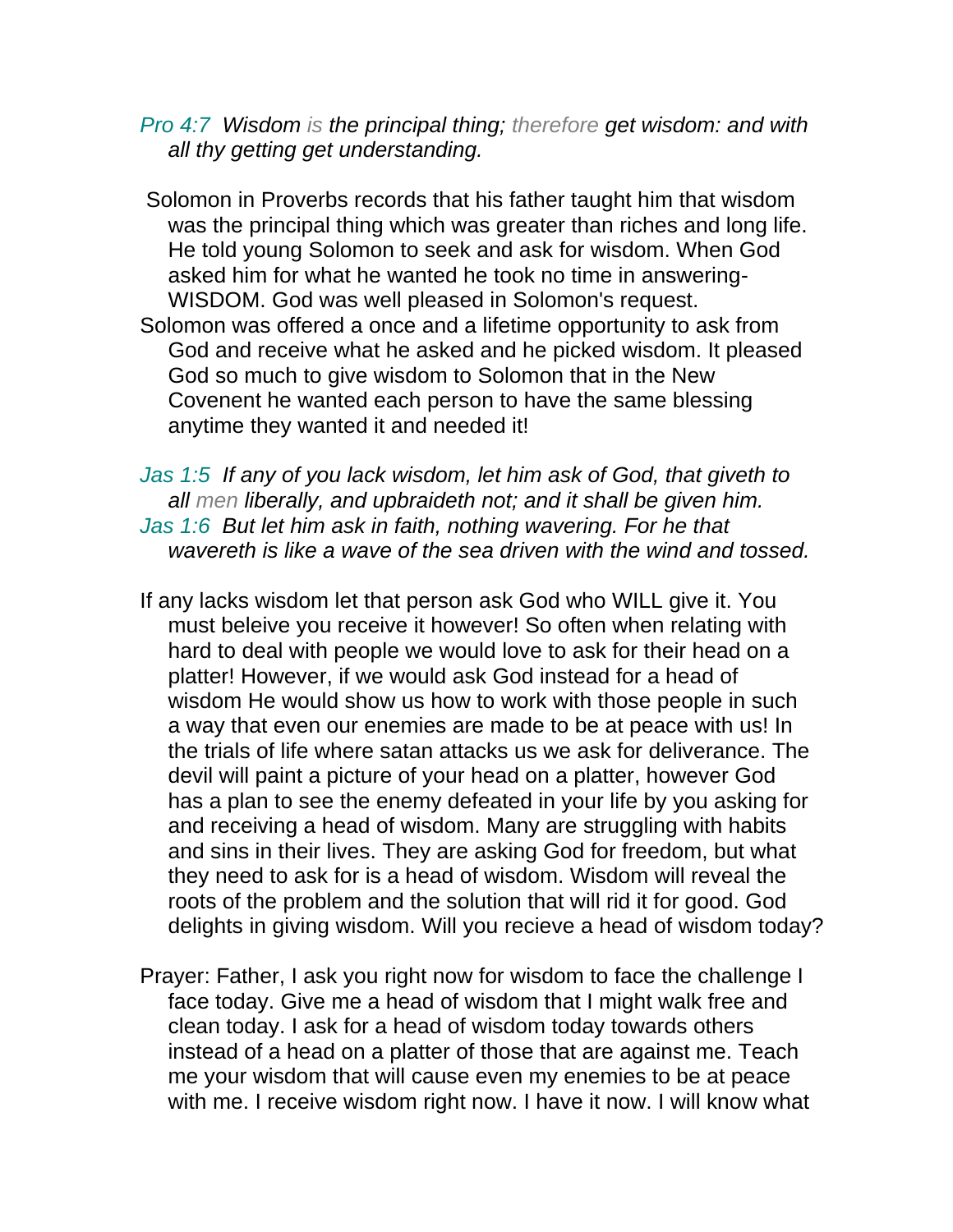*Pro 4:7 Wisdom is the principal thing; therefore get wisdom: and with all thy getting get understanding.*

Solomon in Proverbs records that his father taught him that wisdom was the principal thing which was greater than riches and long life. He told young Solomon to seek and ask for wisdom. When God asked him for what he wanted he took no time in answering- WISDOM. God was well pleased in Solomon's request.

Solomon was offered a once and a lifetime opportunity to ask from God and receive what he asked and he picked wisdom. It pleased God so much to give wisdom to Solomon that in the New Covenent he wanted each person to have the same blessing anytime they wanted it and needed it!

*Jas 1:5 If any of you lack wisdom, let him ask of God, that giveth to all men liberally, and upbraideth not; and it shall be given him.*

*Jas 1:6 But let him ask in faith, nothing wavering. For he that wavereth is like a wave of the sea driven with the wind and tossed.*

If any lacks wisdom let that person ask God who WILL give it. You must beleive you receive it however! So often when relating with hard to deal with people we would love to ask for their head on a platter! However, if we would ask God instead for a head of wisdom He would show us how to work with those people in such a way that even our enemies are made to be at peace with us! In the trials of life where satan attacks us we ask for deliverance. The devil will paint a picture of your head on a platter, however God has a plan to see the enemy defeated in your life by you asking for and receiving a head of wisdom. Many are struggling with habits and sins in their lives. They are asking God for freedom, but what they need to ask for is a head of wisdom. Wisdom will reveal the roots of the problem and the solution that will rid it for good. God delights in giving wisdom. Will you recieve a head of wisdom today?

Prayer: Father, I ask you right now for wisdom to face the challenge I face today. Give me a head of wisdom that I might walk free and clean today. I ask for a head of wisdom today towards others instead of a head on a platter of those that are against me. Teach me your wisdom that will cause even my enemies to be at peace with me. I receive wisdom right now. I have it now. I will know what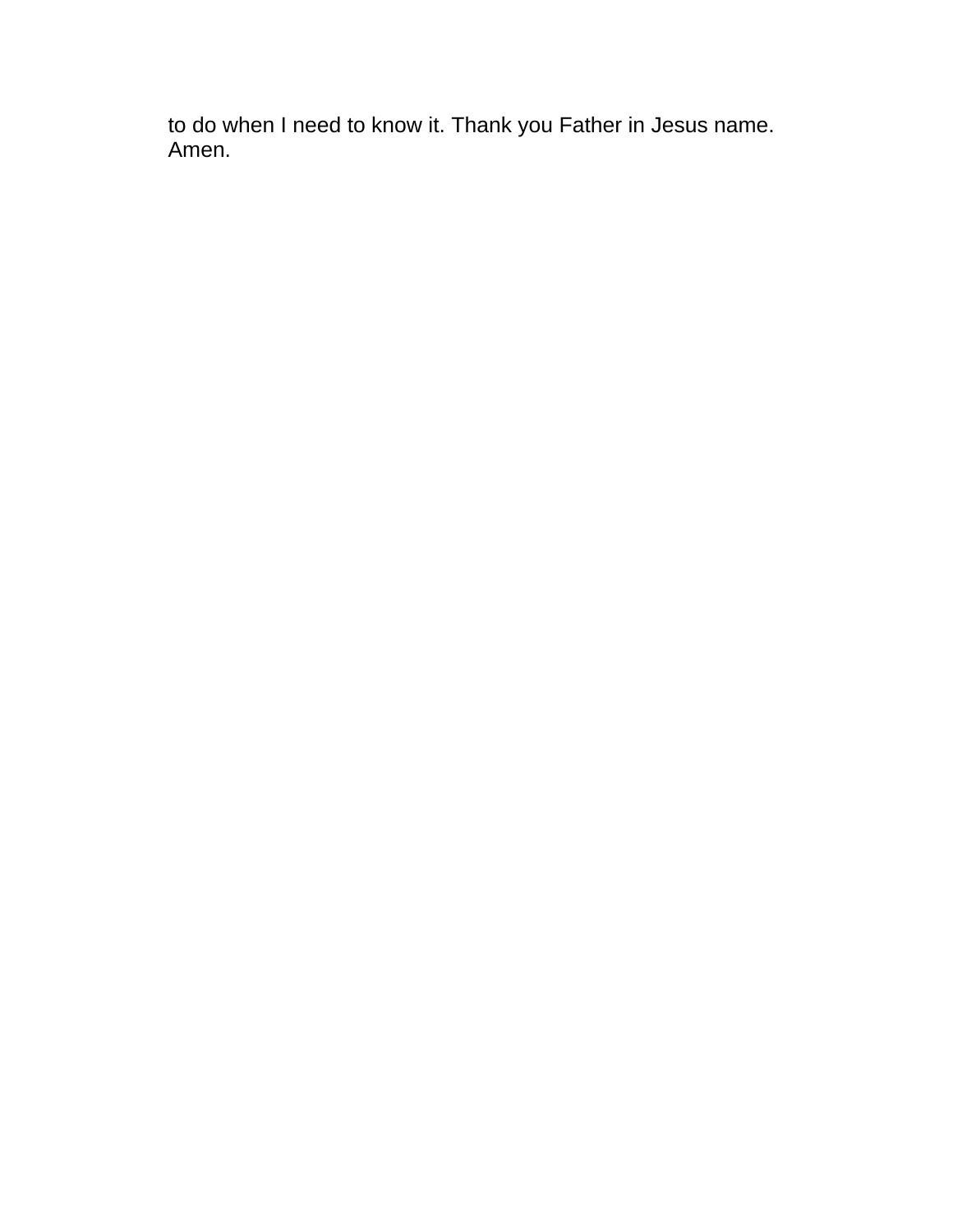to do when I need to know it. Thank you Father in Jesus name. Amen.